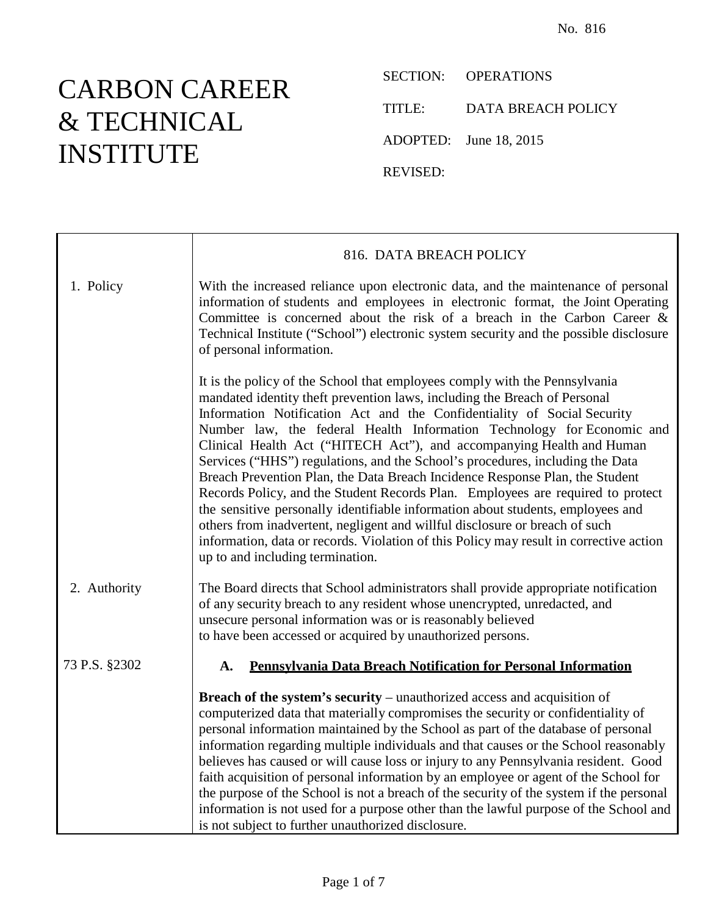No. 816

# CARBON CAREER & TECHNICAL INSTITUTE

SECTION: OPERATIONS

TITLE: DATA BREACH POLICY

ADOPTED: June 18, 2015

REVISED:

## 816. DATA BREACH POLICY

**1. Policy**

With the increased reliance upon electronic data, and the maintenance of personal information of students and employees in electronic format, the Joint Operating Committee is concerned about the risk of a breach in the Carbon Career & Technical Institute ("School") electronic system security and the possible disclosure of personal information.

It is the policy of the School that employees comply with the Pennsylvania mandated identity theft prevention laws, including the Breach of Personal Information Notification Act and the Confidentiality of Social Security Number law, the federal Health Information Technology for Economic and Clinical Health Act ("HITECH Act"), and accompanying Health and Human Services ("HHS") regulations, and the School's procedures, including the Data Breach Prevention Plan, the Data Breach Incidence Response Plan, the Student Records Policy, and the Student Records Plan. Employees are required to protect the sensitive personally identifiable information about students, employees and others from inadvertent, negligent and willful disclosure or breach of such information, data or records. Violation of this Policy may result in corrective action up to and including termination.

**2. Authority**

The Board directs that School administrators shall provide appropriate notification of any security breach to any resident whose unencrypted, unredacted, and unsecure personal information was or is reasonably believed to have been accessed or acquired by unauthorized persons.

73 P.S. §2302

### A. Pennsylvania Data Breach Notification for Personal Information

**Breach of the system's security** – unauthorized access and acquisition of computerized data that materially compromises the security or confidentiality of personal information maintained by the School as part of the database of personal information regarding multiple individuals and that causes or the School reasonably believes has caused or will cause loss or injury to any Pennsylvania resident. Good faith acquisition of personal information by an employee or agent of the School for the purpose of the School is not a breach of the security of the system if the personal information is not used for a purpose other than the lawful purpose of the School and is not subject to further unauthorized disclosure.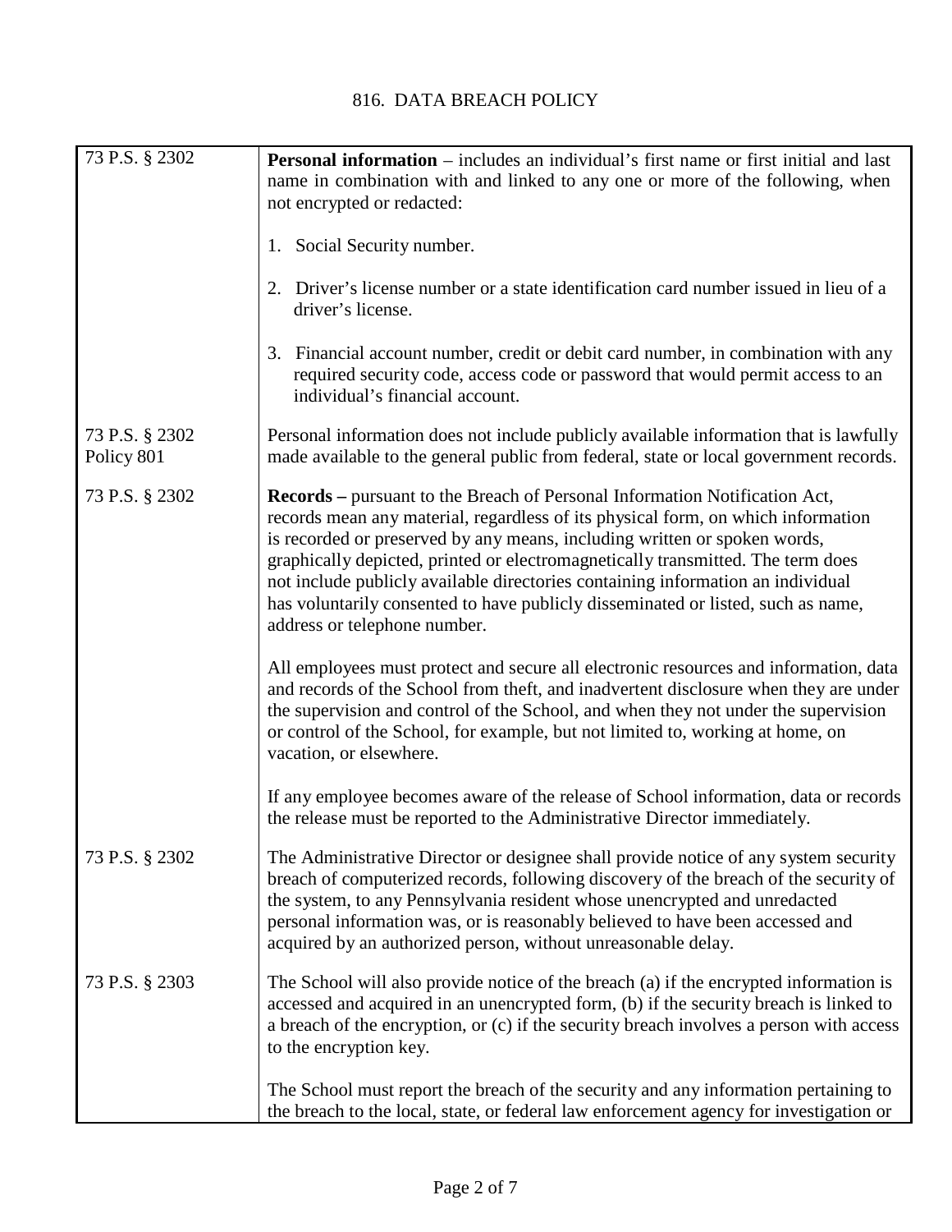# 816. DATA BREACH POLICY

| | |
|---|---|
| 73 P.S. § 2302 | **Personal information** – includes an individual's first name or first initial and last name in combination with and linked to any one or more of the following, when not encrypted or redacted:<br><br>1. Social Security number.<br><br>2. Driver's license number or a state identification card number issued in lieu of a driver's license.<br><br>3. Financial account number, credit or debit card number, in combination with any required security code, access code or password that would permit access to an individual's financial account. |
| 73 P.S. § 2302<br>Policy 801 | Personal information does not include publicly available information that is lawfully made available to the general public from federal, state or local government records. |
| 73 P.S. § 2302 | **Records –** pursuant to the Breach of Personal Information Notification Act, records mean any material, regardless of its physical form, on which information is recorded or preserved by any means, including written or spoken words, graphically depicted, printed or electromagnetically transmitted. The term does not include publicly available directories containing information an individual has voluntarily consented to have publicly disseminated or listed, such as name, address or telephone number.<br><br>All employees must protect and secure all electronic resources and information, data and records of the School from theft, and inadvertent disclosure when they are under the supervision and control of the School, and when they not under the supervision or control of the School, for example, but not limited to, working at home, on vacation, or elsewhere.<br><br>If any employee becomes aware of the release of School information, data or records the release must be reported to the Administrative Director immediately. |
| 73 P.S. § 2302 | The Administrative Director or designee shall provide notice of any system security breach of computerized records, following discovery of the breach of the security of the system, to any Pennsylvania resident whose unencrypted and unredacted personal information was, or is reasonably believed to have been accessed and acquired by an authorized person, without unreasonable delay. |
| 73 P.S. § 2303 | The School will also provide notice of the breach (a) if the encrypted information is accessed and acquired in an unencrypted form, (b) if the security breach is linked to a breach of the encryption, or (c) if the security breach involves a person with access to the encryption key.<br><br>The School must report the breach of the security and any information pertaining to the breach to the local, state, or federal law enforcement agency for investigation or |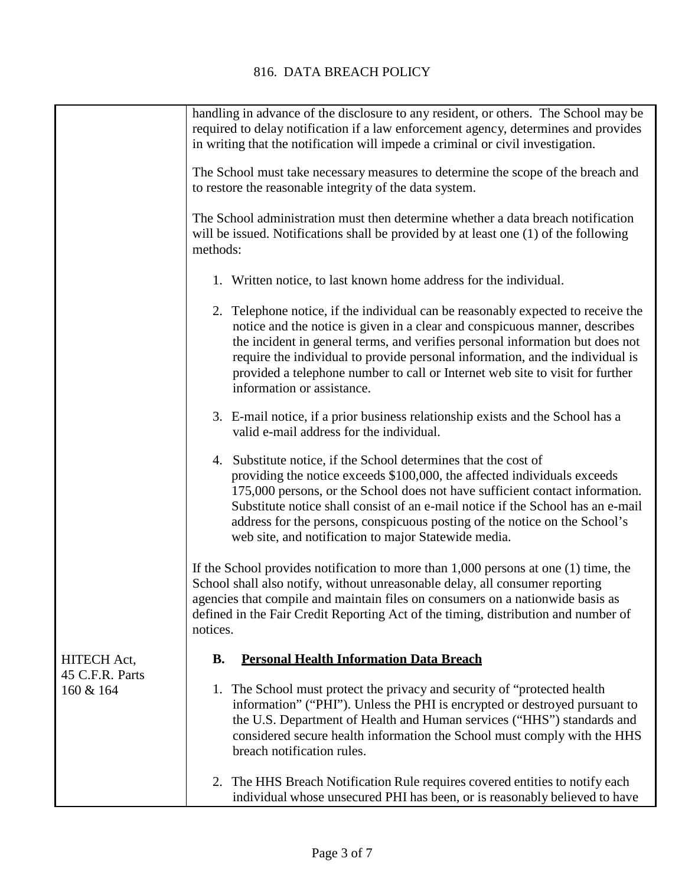handling in advance of the disclosure to any resident, or others. The School may be required to delay notification if a law enforcement agency, determines and provides in writing that the notification will impede a criminal or civil investigation.

The School must take necessary measures to determine the scope of the breach and to restore the reasonable integrity of the data system.

The School administration must then determine whether a data breach notification will be issued. Notifications shall be provided by at least one (1) of the following methods:

1. Written notice, to last known home address for the individual.

2. Telephone notice, if the individual can be reasonably expected to receive the notice and the notice is given in a clear and conspicuous manner, describes the incident in general terms, and verifies personal information but does not require the individual to provide personal information, and the individual is provided a telephone number to call or Internet web site to visit for further information or assistance.

3. E-mail notice, if a prior business relationship exists and the School has a valid e-mail address for the individual.

4. Substitute notice, if the School determines that the cost of providing the notice exceeds \$100,000, the affected individuals exceeds 175,000 persons, or the School does not have sufficient contact information. Substitute notice shall consist of an e-mail notice if the School has an e-mail address for the persons, conspicuous posting of the notice on the School's web site, and notification to major Statewide media.

If the School provides notification to more than 1,000 persons at one (1) time, the School shall also notify, without unreasonable delay, all consumer reporting agencies that compile and maintain files on consumers on a nationwide basis as defined in the Fair Credit Reporting Act of the timing, distribution and number of notices.

HITECH Act, 45 C.F.R. Parts 160 & 164

**B. <u>Personal Health Information Data Breach</u>**

1. The School must protect the privacy and security of "protected health information" ("PHI"). Unless the PHI is encrypted or destroyed pursuant to the U.S. Department of Health and Human services ("HHS") standards and considered secure health information the School must comply with the HHS breach notification rules.

2. The HHS Breach Notification Rule requires covered entities to notify each individual whose unsecured PHI has been, or is reasonably believed to have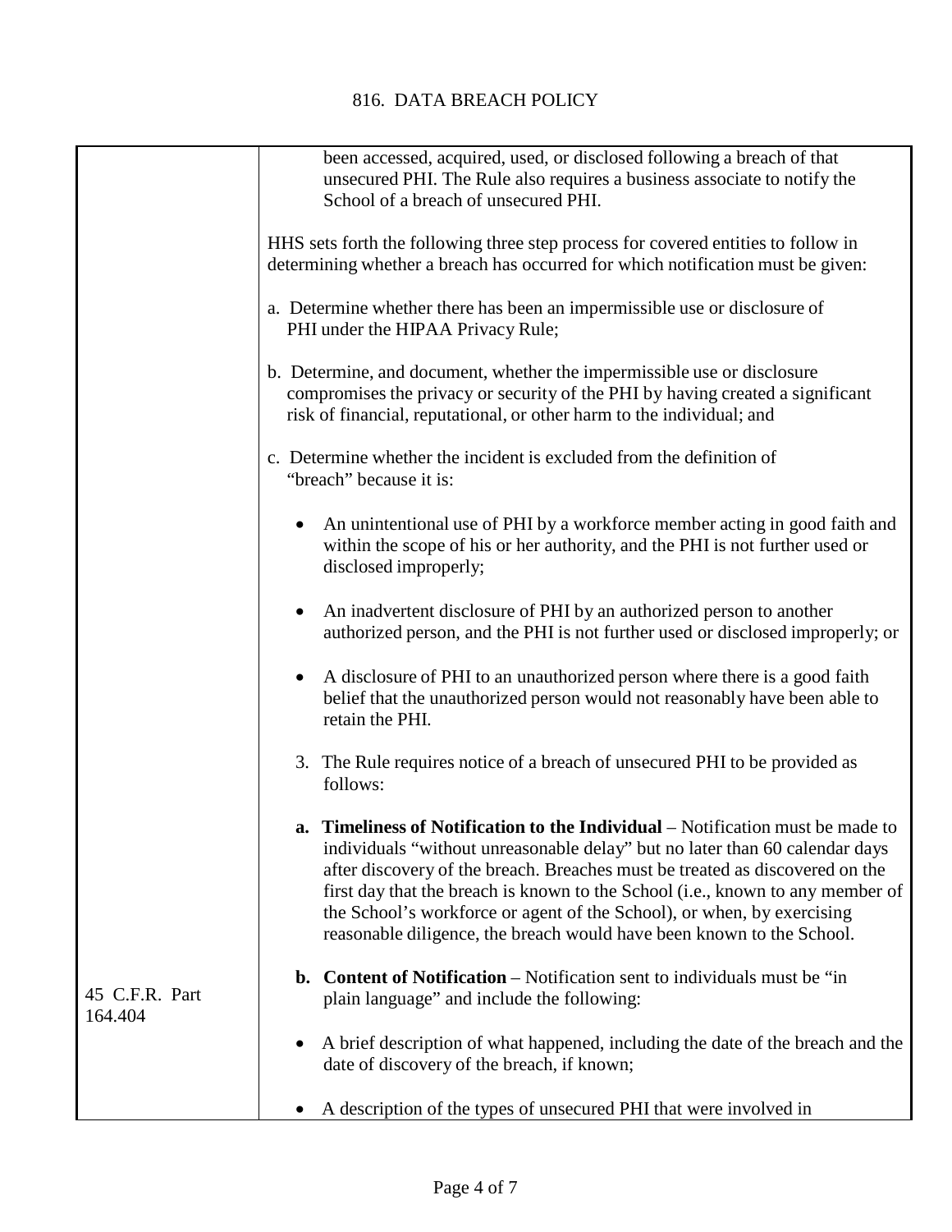# 816. DATA BREACH POLICY

| | |
|---|---|
| | been accessed, acquired, used, or disclosed following a breach of that unsecured PHI. The Rule also requires a business associate to notify the School of a breach of unsecured PHI. |
| | HHS sets forth the following three step process for covered entities to follow in determining whether a breach has occurred for which notification must be given: |
| | a. Determine whether there has been an impermissible use or disclosure of PHI under the HIPAA Privacy Rule; |
| | b. Determine, and document, whether the impermissible use or disclosure compromises the privacy or security of the PHI by having created a significant risk of financial, reputational, or other harm to the individual; and |
| | c. Determine whether the incident is excluded from the definition of "breach" because it is: |
| | • An unintentional use of PHI by a workforce member acting in good faith and within the scope of his or her authority, and the PHI is not further used or disclosed improperly; |
| | • An inadvertent disclosure of PHI by an authorized person to another authorized person, and the PHI is not further used or disclosed improperly; or |
| | • A disclosure of PHI to an unauthorized person where there is a good faith belief that the unauthorized person would not reasonably have been able to retain the PHI. |
| | 3. The Rule requires notice of a breach of unsecured PHI to be provided as follows: |
| | **a. Timeliness of Notification to the Individual** – Notification must be made to individuals "without unreasonable delay" but no later than 60 calendar days after discovery of the breach. Breaches must be treated as discovered on the first day that the breach is known to the School (i.e., known to any member of the School's workforce or agent of the School), or when, by exercising reasonable diligence, the breach would have been known to the School. |
| 45 C.F.R. Part 164.404 | **b. Content of Notification** – Notification sent to individuals must be "in plain language" and include the following: |
| | • A brief description of what happened, including the date of the breach and the date of discovery of the breach, if known; |
| | • A description of the types of unsecured PHI that were involved in |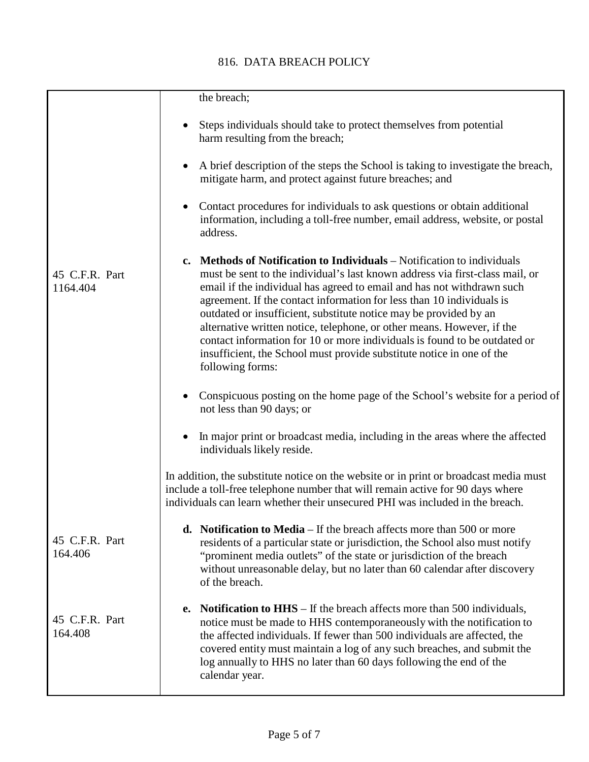| | |
|---|---|
| | the breach;<br><br>• Steps individuals should take to protect themselves from potential harm resulting from the breach;<br><br>• A brief description of the steps the School is taking to investigate the breach, mitigate harm, and protect against future breaches; and<br><br>• Contact procedures for individuals to ask questions or obtain additional information, including a toll-free number, email address, website, or postal address. |
| 45 C.F.R. Part 1164.404 | **c. Methods of Notification to Individuals** – Notification to individuals must be sent to the individual's last known address via first-class mail, or email if the individual has agreed to email and has not withdrawn such agreement. If the contact information for less than 10 individuals is outdated or insufficient, substitute notice may be provided by an alternative written notice, telephone, or other means. However, if the contact information for 10 or more individuals is found to be outdated or insufficient, the School must provide substitute notice in one of the following forms:<br><br>• Conspicuous posting on the home page of the School's website for a period of not less than 90 days; or<br><br>• In major print or broadcast media, including in the areas where the affected individuals likely reside.<br><br>In addition, the substitute notice on the website or in print or broadcast media must include a toll-free telephone number that will remain active for 90 days where individuals can learn whether their unsecured PHI was included in the breach. |
| 45 C.F.R. Part 164.406 | **d. Notification to Media** – If the breach affects more than 500 or more residents of a particular state or jurisdiction, the School also must notify "prominent media outlets" of the state or jurisdiction of the breach without unreasonable delay, but no later than 60 calendar after discovery of the breach. |
| 45 C.F.R. Part 164.408 | **e. Notification to HHS** – If the breach affects more than 500 individuals, notice must be made to HHS contemporaneously with the notification to the affected individuals. If fewer than 500 individuals are affected, the covered entity must maintain a log of any such breaches, and submit the log annually to HHS no later than 60 days following the end of the calendar year. |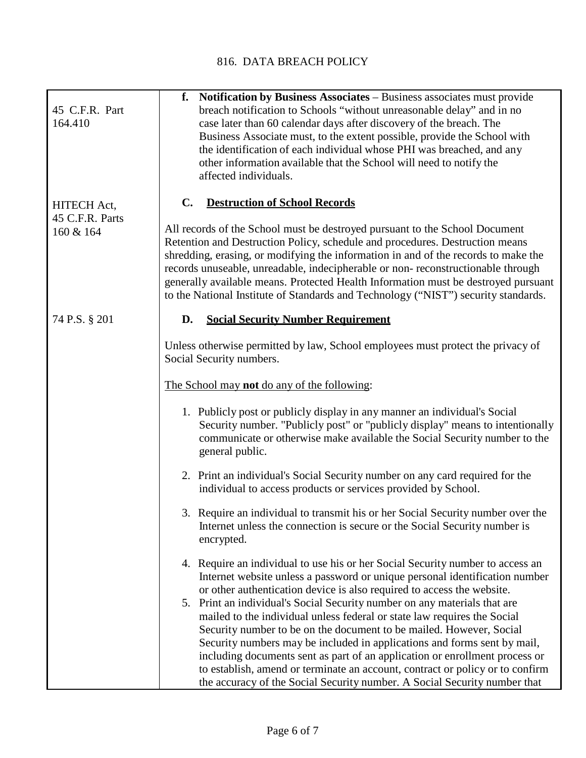# 816. DATA BREACH POLICY

| | |
|---|---|
| 45 C.F.R. Part 164.410 | **f. Notification by Business Associates** – Business associates must provide breach notification to Schools "without unreasonable delay" and in no case later than 60 calendar days after discovery of the breach. The Business Associate must, to the extent possible, provide the School with the identification of each individual whose PHI was breached, and any other information available that the School will need to notify the affected individuals. |
| HITECH Act, 45 C.F.R. Parts 160 & 164 | **C. <u>Destruction of School Records</u>**<br><br>All records of the School must be destroyed pursuant to the School Document Retention and Destruction Policy, schedule and procedures. Destruction means shredding, erasing, or modifying the information in and of the records to make the records unuseable, unreadable, indecipherable or non- reconstructionable through generally available means. Protected Health Information must be destroyed pursuant to the National Institute of Standards and Technology ("NIST") security standards. |
| 74 P.S. § 201 | **D. <u>Social Security Number Requirement</u>**<br><br>Unless otherwise permitted by law, School employees must protect the privacy of Social Security numbers.<br><br><u>The School may **not** do any of the following</u>:<br><br>1. Publicly post or publicly display in any manner an individual's Social Security number. "Publicly post" or "publicly display" means to intentionally communicate or otherwise make available the Social Security number to the general public.<br><br>2. Print an individual's Social Security number on any card required for the individual to access products or services provided by School.<br><br>3. Require an individual to transmit his or her Social Security number over the Internet unless the connection is secure or the Social Security number is encrypted.<br><br>4. Require an individual to use his or her Social Security number to access an Internet website unless a password or unique personal identification number or other authentication device is also required to access the website.<br>5. Print an individual's Social Security number on any materials that are mailed to the individual unless federal or state law requires the Social Security number to be on the document to be mailed. However, Social Security numbers may be included in applications and forms sent by mail, including documents sent as part of an application or enrollment process or to establish, amend or terminate an account, contract or policy or to confirm the accuracy of the Social Security number. A Social Security number that |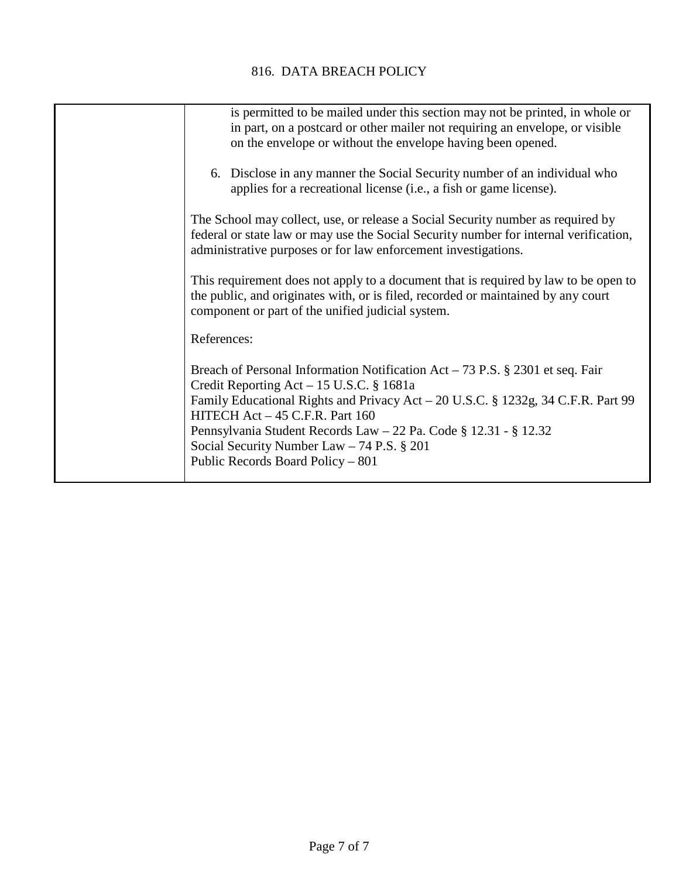is permitted to be mailed under this section may not be printed, in whole or in part, on a postcard or other mailer not requiring an envelope, or visible on the envelope or without the envelope having been opened.

6. Disclose in any manner the Social Security number of an individual who applies for a recreational license (i.e., a fish or game license).

The School may collect, use, or release a Social Security number as required by federal or state law or may use the Social Security number for internal verification, administrative purposes or for law enforcement investigations.

This requirement does not apply to a document that is required by law to be open to the public, and originates with, or is filed, recorded or maintained by any court component or part of the unified judicial system.

References:

Breach of Personal Information Notification Act – 73 P.S. § 2301 et seq. Fair Credit Reporting Act – 15 U.S.C. § 1681a
Family Educational Rights and Privacy Act – 20 U.S.C. § 1232g, 34 C.F.R. Part 99
HITECH Act – 45 C.F.R. Part 160
Pennsylvania Student Records Law – 22 Pa. Code § 12.31 - § 12.32
Social Security Number Law – 74 P.S. § 201
Public Records Board Policy – 801